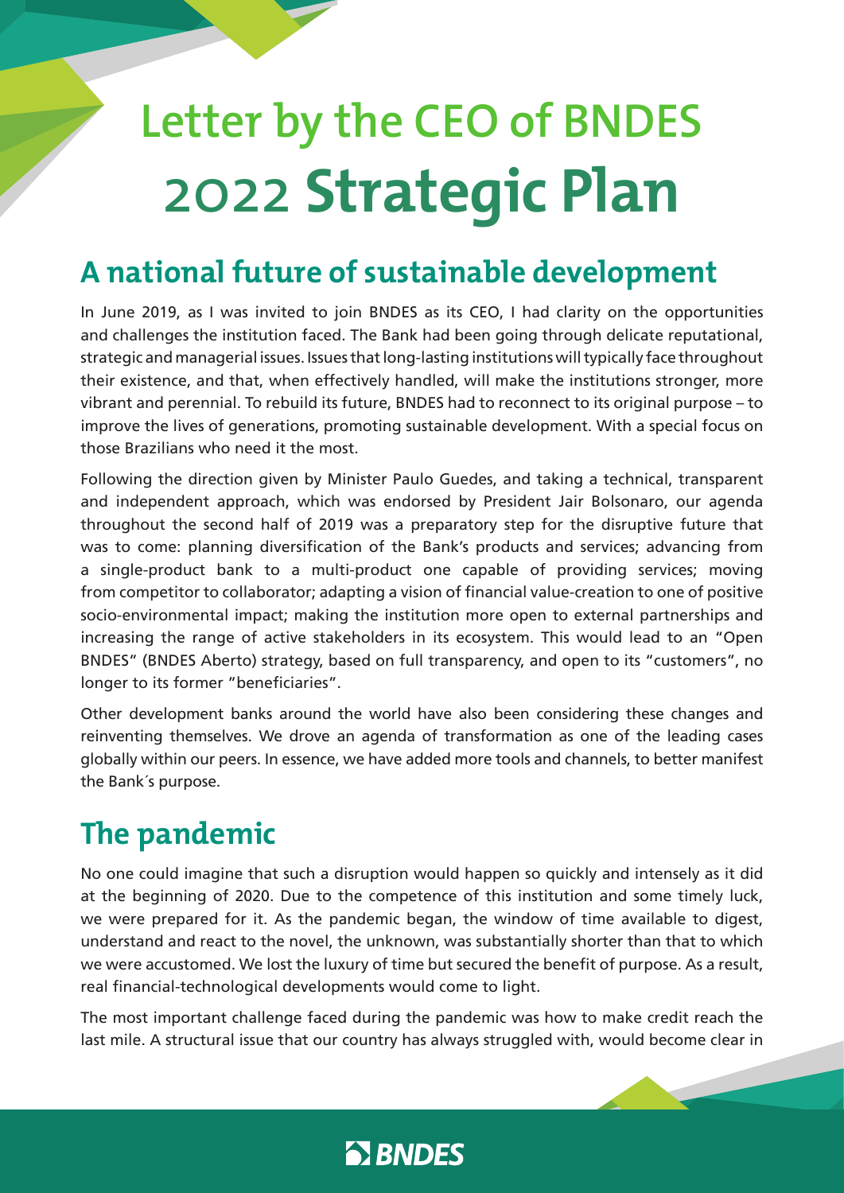# Letter by the CEO of BNDES 2022 Strategic Plan

## A national future of sustainable development

In June 2019, as I was invited to join BNDES as its CEO, I had clarity on the opportunities and challenges the institution faced. The Bank had been going through delicate reputational, strategic and managerial issues. Issues that long-lasting institutions will typically face throughout their existence, and that, when effectively handled, will make the institutions stronger, more vibrant and perennial. To rebuild its future, BNDES had to reconnect to its original purpose – to improve the lives of generations, promoting sustainable development. With a special focus on those Brazilians who need it the most.

Following the direction given by Minister Paulo Guedes, and taking a technical, transparent and independent approach, which was endorsed by President Jair Bolsonaro, our agenda throughout the second half of 2019 was a preparatory step for the disruptive future that was to come: planning diversification of the Bank's products and services; advancing from a single-product bank to a multi-product one capable of providing services; moving from competitor to collaborator; adapting a vision of financial value-creation to one of positive socio-environmental impact; making the institution more open to external partnerships and increasing the range of active stakeholders in its ecosystem. This would lead to an "Open BNDES" (BNDES Aberto) strategy, based on full transparency, and open to its "customers", no longer to its former "beneficiaries".

Other development banks around the world have also been considering these changes and reinventing themselves. We drove an agenda of transformation as one of the leading cases globally within our peers. In essence, we have added more tools and channels, to better manifest the Bank´s purpose.

## The pandemic

No one could imagine that such a disruption would happen so quickly and intensely as it did at the beginning of 2020. Due to the competence of this institution and some timely luck, we were prepared for it. As the pandemic began, the window of time available to digest, understand and react to the novel, the unknown, was substantially shorter than that to which we were accustomed. We lost the luxury of time but secured the benefit of purpose. As a result, real financial-technological developments would come to light.

The most important challenge faced during the pandemic was how to make credit reach the last mile. A structural issue that our country has always struggled with, would become clear in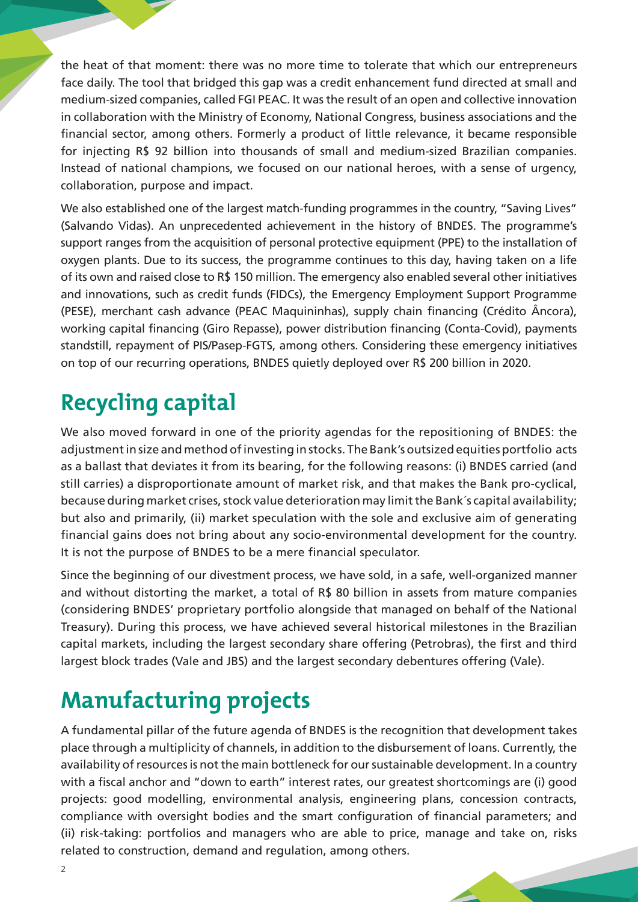the heat of that moment: there was no more time to tolerate that which our entrepreneurs face daily. The tool that bridged this gap was a credit enhancement fund directed at small and medium-sized companies, called FGI PEAC. It was the result of an open and collective innovation in collaboration with the Ministry of Economy, National Congress, business associations and the financial sector, among others. Formerly a product of little relevance, it became responsible for injecting R$ 92 billion into thousands of small and medium-sized Brazilian companies. Instead of national champions, we focused on our national heroes, with a sense of urgency, collaboration, purpose and impact.

We also established one of the largest match-funding programmes in the country, "Saving Lives" (Salvando Vidas). An unprecedented achievement in the history of BNDES. The programme's support ranges from the acquisition of personal protective equipment (PPE) to the installation of oxygen plants. Due to its success, the programme continues to this day, having taken on a life of its own and raised close to R$ 150 million. The emergency also enabled several other initiatives and innovations, such as credit funds (FIDCs), the Emergency Employment Support Programme (PESE), merchant cash advance (PEAC Maquininhas), supply chain financing (Crédito Âncora), working capital financing (Giro Repasse), power distribution financing (Conta-Covid), payments standstill, repayment of PIS/Pasep-FGTS, among others. Considering these emergency initiatives on top of our recurring operations, BNDES quietly deployed over R$ 200 billion in 2020.

## Recycling capital

We also moved forward in one of the priority agendas for the repositioning of BNDES: the adjustment in size and method of investing in stocks. The Bank's outsized equities portfolio acts as a ballast that deviates it from its bearing, for the following reasons: (i) BNDES carried (and still carries) a disproportionate amount of market risk, and that makes the Bank pro-cyclical, because during market crises, stock value deterioration may limit the Bank´s capital availability; but also and primarily, (ii) market speculation with the sole and exclusive aim of generating financial gains does not bring about any socio-environmental development for the country. It is not the purpose of BNDES to be a mere financial speculator.

Since the beginning of our divestment process, we have sold, in a safe, well-organized manner and without distorting the market, a total of R$ 80 billion in assets from mature companies (considering BNDES' proprietary portfolio alongside that managed on behalf of the National Treasury). During this process, we have achieved several historical milestones in the Brazilian capital markets, including the largest secondary share offering (Petrobras), the first and third largest block trades (Vale and JBS) and the largest secondary debentures offering (Vale).

## Manufacturing projects

A fundamental pillar of the future agenda of BNDES is the recognition that development takes place through a multiplicity of channels, in addition to the disbursement of loans. Currently, the availability of resources is not the main bottleneck for our sustainable development. In a country with a fiscal anchor and "down to earth" interest rates, our greatest shortcomings are (i) good projects: good modelling, environmental analysis, engineering plans, concession contracts, compliance with oversight bodies and the smart configuration of financial parameters; and (ii) risk-taking: portfolios and managers who are able to price, manage and take on, risks related to construction, demand and regulation, among others.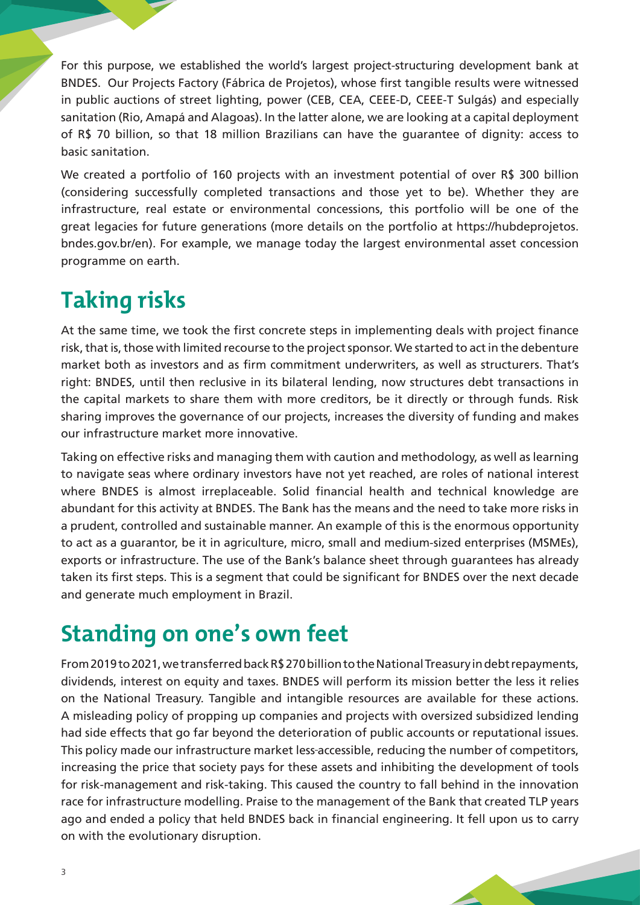For this purpose, we established the world's largest project-structuring development bank at BNDES. Our Projects Factory (Fábrica de Projetos), whose first tangible results were witnessed in public auctions of street lighting, power (CEB, CEA, CEEE-D, CEEE-T Sulgás) and especially sanitation (Rio, Amapá and Alagoas). In the latter alone, we are looking at a capital deployment of R$ 70 billion, so that 18 million Brazilians can have the guarantee of dignity: access to basic sanitation.

We created a portfolio of 160 projects with an investment potential of over R$ 300 billion (considering successfully completed transactions and those yet to be). Whether they are infrastructure, real estate or environmental concessions, this portfolio will be one of the great legacies for future generations (more details on the portfolio at https://hubdeprojetos.bndes.gov.br/en). For example, we manage today the largest environmental asset concession programme on earth.

## Taking risks

At the same time, we took the first concrete steps in implementing deals with project finance risk, that is, those with limited recourse to the project sponsor. We started to act in the debenture market both as investors and as firm commitment underwriters, as well as structurers. That's right: BNDES, until then reclusive in its bilateral lending, now structures debt transactions in the capital markets to share them with more creditors, be it directly or through funds. Risk sharing improves the governance of our projects, increases the diversity of funding and makes our infrastructure market more innovative.

Taking on effective risks and managing them with caution and methodology, as well as learning to navigate seas where ordinary investors have not yet reached, are roles of national interest where BNDES is almost irreplaceable. Solid financial health and technical knowledge are abundant for this activity at BNDES. The Bank has the means and the need to take more risks in a prudent, controlled and sustainable manner. An example of this is the enormous opportunity to act as a guarantor, be it in agriculture, micro, small and medium-sized enterprises (MSMEs), exports or infrastructure. The use of the Bank's balance sheet through guarantees has already taken its first steps. This is a segment that could be significant for BNDES over the next decade and generate much employment in Brazil.

## Standing on one's own feet

From 2019 to 2021, we transferred back R$ 270 billion to the National Treasury in debt repayments, dividends, interest on equity and taxes. BNDES will perform its mission better the less it relies on the National Treasury. Tangible and intangible resources are available for these actions. A misleading policy of propping up companies and projects with oversized subsidized lending had side effects that go far beyond the deterioration of public accounts or reputational issues. This policy made our infrastructure market less-accessible, reducing the number of competitors, increasing the price that society pays for these assets and inhibiting the development of tools for risk-management and risk-taking. This caused the country to fall behind in the innovation race for infrastructure modelling. Praise to the management of the Bank that created TLP years ago and ended a policy that held BNDES back in financial engineering. It fell upon us to carry on with the evolutionary disruption.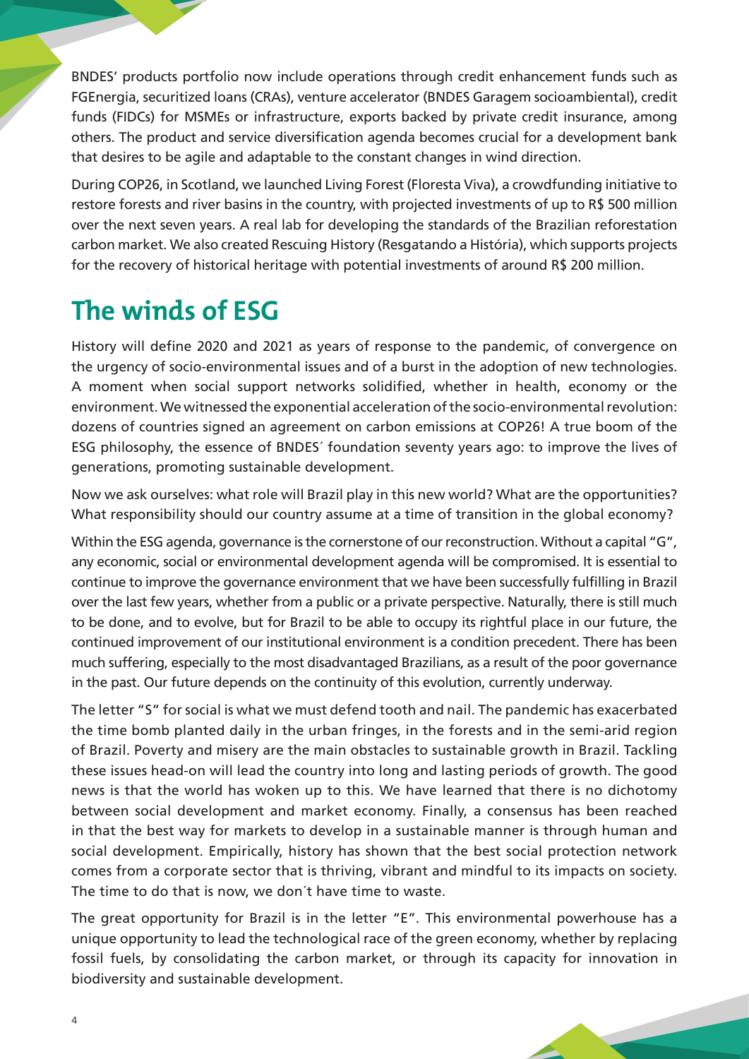BNDES' products portfolio now include operations through credit enhancement funds such as FGEnergia, securitized loans (CRAs), venture accelerator (BNDES Garagem socioambiental), credit funds (FIDCs) for MSMEs or infrastructure, exports backed by private credit insurance, among others. The product and service diversification agenda becomes crucial for a development bank that desires to be agile and adaptable to the constant changes in wind direction.

During COP26, in Scotland, we launched Living Forest (Floresta Viva), a crowdfunding initiative to restore forests and river basins in the country, with projected investments of up to R$ 500 million over the next seven years. A real lab for developing the standards of the Brazilian reforestation carbon market. We also created Rescuing History (Resgatando a História), which supports projects for the recovery of historical heritage with potential investments of around R$ 200 million.

## The winds of ESG

History will define 2020 and 2021 as years of response to the pandemic, of convergence on the urgency of socio-environmental issues and of a burst in the adoption of new technologies. A moment when social support networks solidified, whether in health, economy or the environment. We witnessed the exponential acceleration of the socio-environmental revolution: dozens of countries signed an agreement on carbon emissions at COP26! A true boom of the ESG philosophy, the essence of BNDES´ foundation seventy years ago: to improve the lives of generations, promoting sustainable development.

Now we ask ourselves: what role will Brazil play in this new world? What are the opportunities? What responsibility should our country assume at a time of transition in the global economy?

Within the ESG agenda, governance is the cornerstone of our reconstruction. Without a capital "G", any economic, social or environmental development agenda will be compromised. It is essential to continue to improve the governance environment that we have been successfully fulfilling in Brazil over the last few years, whether from a public or a private perspective. Naturally, there is still much to be done, and to evolve, but for Brazil to be able to occupy its rightful place in our future, the continued improvement of our institutional environment is a condition precedent. There has been much suffering, especially to the most disadvantaged Brazilians, as a result of the poor governance in the past. Our future depends on the continuity of this evolution, currently underway.

The letter "S" for social is what we must defend tooth and nail. The pandemic has exacerbated the time bomb planted daily in the urban fringes, in the forests and in the semi-arid region of Brazil. Poverty and misery are the main obstacles to sustainable growth in Brazil. Tackling these issues head-on will lead the country into long and lasting periods of growth. The good news is that the world has woken up to this. We have learned that there is no dichotomy between social development and market economy. Finally, a consensus has been reached in that the best way for markets to develop in a sustainable manner is through human and social development. Empirically, history has shown that the best social protection network comes from a corporate sector that is thriving, vibrant and mindful to its impacts on society. The time to do that is now, we don´t have time to waste.

The great opportunity for Brazil is in the letter "E". This environmental powerhouse has a unique opportunity to lead the technological race of the green economy, whether by replacing fossil fuels, by consolidating the carbon market, or through its capacity for innovation in biodiversity and sustainable development.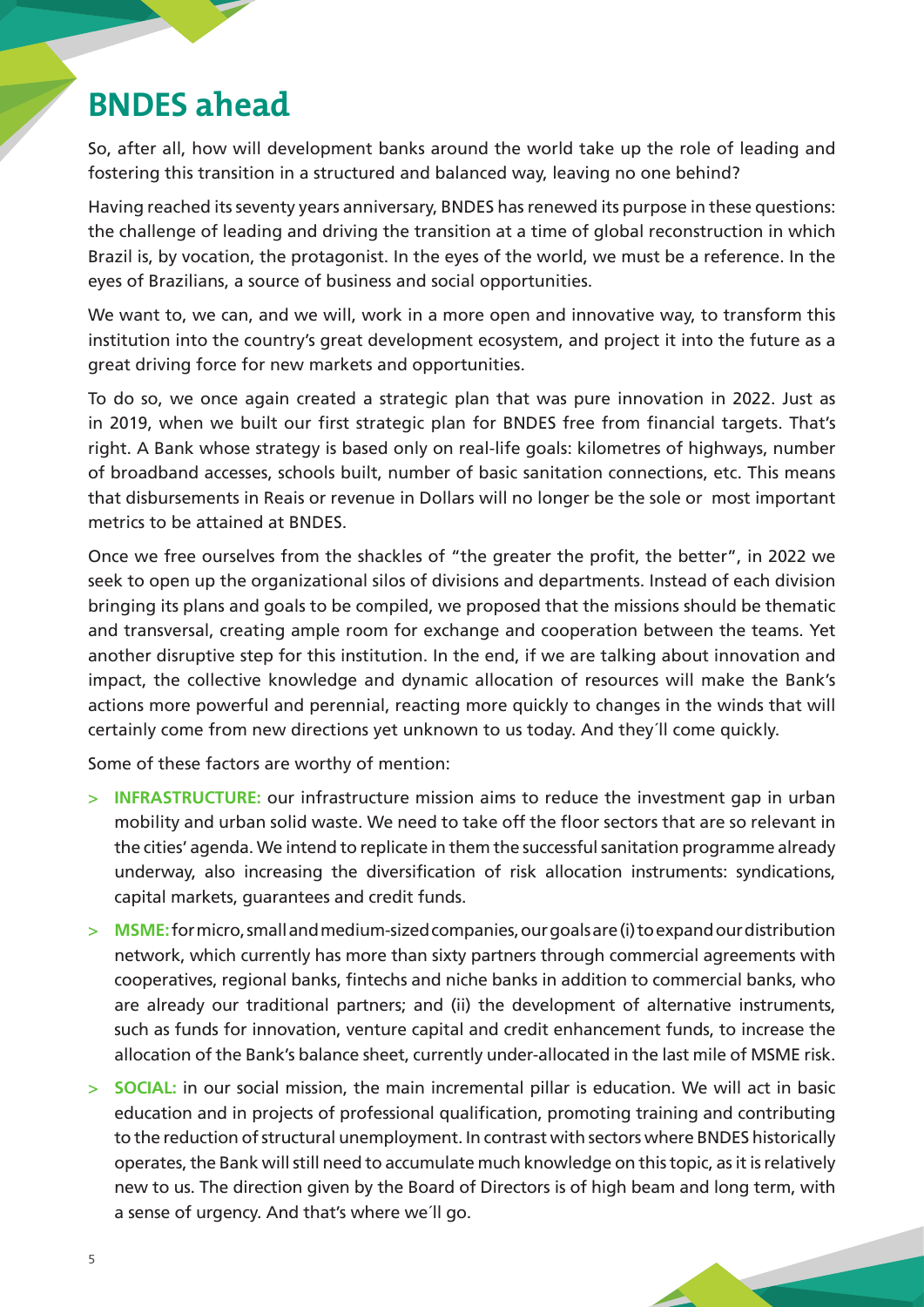# BNDES ahead

So, after all, how will development banks around the world take up the role of leading and fostering this transition in a structured and balanced way, leaving no one behind?

Having reached its seventy years anniversary, BNDES has renewed its purpose in these questions: the challenge of leading and driving the transition at a time of global reconstruction in which Brazil is, by vocation, the protagonist. In the eyes of the world, we must be a reference. In the eyes of Brazilians, a source of business and social opportunities.

We want to, we can, and we will, work in a more open and innovative way, to transform this institution into the country's great development ecosystem, and project it into the future as a great driving force for new markets and opportunities.

To do so, we once again created a strategic plan that was pure innovation in 2022. Just as in 2019, when we built our first strategic plan for BNDES free from financial targets. That's right. A Bank whose strategy is based only on real-life goals: kilometres of highways, number of broadband accesses, schools built, number of basic sanitation connections, etc. This means that disbursements in Reais or revenue in Dollars will no longer be the sole or most important metrics to be attained at BNDES.

Once we free ourselves from the shackles of "the greater the profit, the better", in 2022 we seek to open up the organizational silos of divisions and departments. Instead of each division bringing its plans and goals to be compiled, we proposed that the missions should be thematic and transversal, creating ample room for exchange and cooperation between the teams. Yet another disruptive step for this institution. In the end, if we are talking about innovation and impact, the collective knowledge and dynamic allocation of resources will make the Bank's actions more powerful and perennial, reacting more quickly to changes in the winds that will certainly come from new directions yet unknown to us today. And they´ll come quickly.

Some of these factors are worthy of mention:

- **INFRASTRUCTURE:** our infrastructure mission aims to reduce the investment gap in urban mobility and urban solid waste. We need to take off the floor sectors that are so relevant in the cities' agenda. We intend to replicate in them the successful sanitation programme already underway, also increasing the diversification of risk allocation instruments: syndications, capital markets, guarantees and credit funds.
- **MSME:** for micro, small and medium-sized companies, our goals are (i) to expand our distribution network, which currently has more than sixty partners through commercial agreements with cooperatives, regional banks, fintechs and niche banks in addition to commercial banks, who are already our traditional partners; and (ii) the development of alternative instruments, such as funds for innovation, venture capital and credit enhancement funds, to increase the allocation of the Bank's balance sheet, currently under-allocated in the last mile of MSME risk.
- **SOCIAL:** in our social mission, the main incremental pillar is education. We will act in basic education and in projects of professional qualification, promoting training and contributing to the reduction of structural unemployment. In contrast with sectors where BNDES historically operates, the Bank will still need to accumulate much knowledge on this topic, as it is relatively new to us. The direction given by the Board of Directors is of high beam and long term, with a sense of urgency. And that's where we´ll go.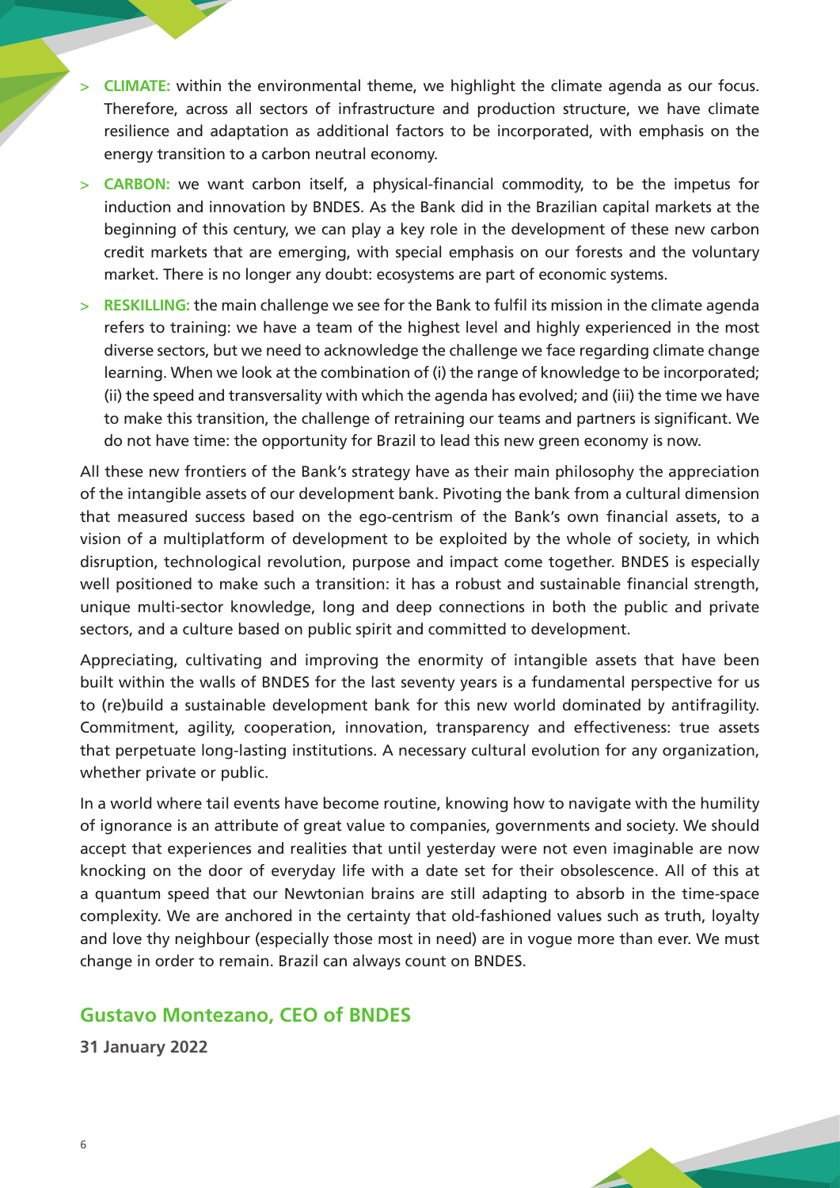- **CLIMATE:** within the environmental theme, we highlight the climate agenda as our focus. Therefore, across all sectors of infrastructure and production structure, we have climate resilience and adaptation as additional factors to be incorporated, with emphasis on the energy transition to a carbon neutral economy.
- **CARBON:** we want carbon itself, a physical-financial commodity, to be the impetus for induction and innovation by BNDES. As the Bank did in the Brazilian capital markets at the beginning of this century, we can play a key role in the development of these new carbon credit markets that are emerging, with special emphasis on our forests and the voluntary market. There is no longer any doubt: ecosystems are part of economic systems.
- **RESKILLING:** the main challenge we see for the Bank to fulfil its mission in the climate agenda refers to training: we have a team of the highest level and highly experienced in the most diverse sectors, but we need to acknowledge the challenge we face regarding climate change learning. When we look at the combination of (i) the range of knowledge to be incorporated; (ii) the speed and transversality with which the agenda has evolved; and (iii) the time we have to make this transition, the challenge of retraining our teams and partners is significant. We do not have time: the opportunity for Brazil to lead this new green economy is now.

All these new frontiers of the Bank's strategy have as their main philosophy the appreciation of the intangible assets of our development bank. Pivoting the bank from a cultural dimension that measured success based on the ego-centrism of the Bank's own financial assets, to a vision of a multiplatform of development to be exploited by the whole of society, in which disruption, technological revolution, purpose and impact come together. BNDES is especially well positioned to make such a transition: it has a robust and sustainable financial strength, unique multi-sector knowledge, long and deep connections in both the public and private sectors, and a culture based on public spirit and committed to development.

Appreciating, cultivating and improving the enormity of intangible assets that have been built within the walls of BNDES for the last seventy years is a fundamental perspective for us to (re)build a sustainable development bank for this new world dominated by antifragility. Commitment, agility, cooperation, innovation, transparency and effectiveness: true assets that perpetuate long-lasting institutions. A necessary cultural evolution for any organization, whether private or public.

In a world where tail events have become routine, knowing how to navigate with the humility of ignorance is an attribute of great value to companies, governments and society. We should accept that experiences and realities that until yesterday were not even imaginable are now knocking on the door of everyday life with a date set for their obsolescence. All of this at a quantum speed that our Newtonian brains are still adapting to absorb in the time-space complexity. We are anchored in the certainty that old-fashioned values such as truth, loyalty and love thy neighbour (especially those most in need) are in vogue more than ever. We must change in order to remain. Brazil can always count on BNDES.

## Gustavo Montezano, CEO of BNDES

**31 January 2022**